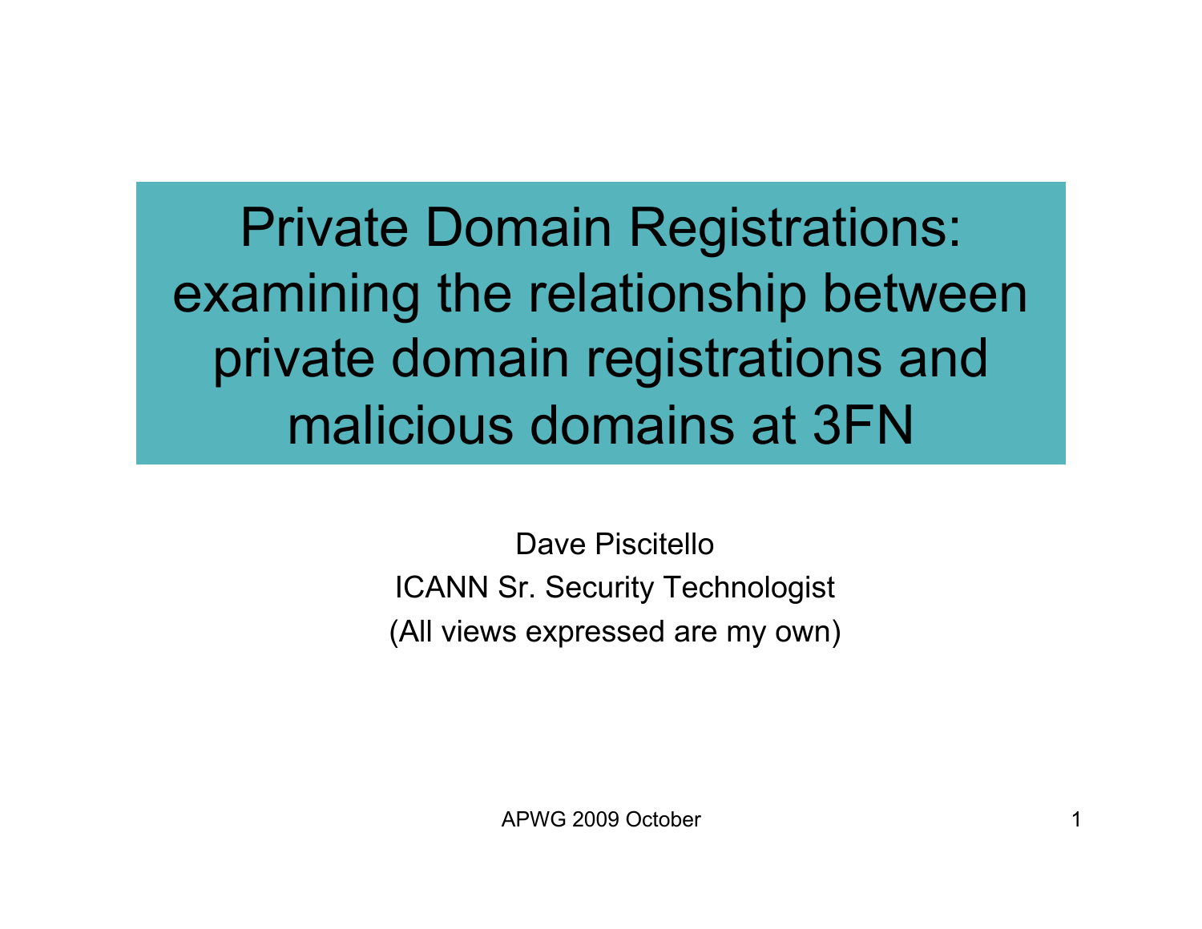# Private Domain Registrations: examining the relationship between private domain registrations and malicious domains at 3FN

Dave Piscitello

ICANN Sr. Security Technologist

(All views expressed are my own)

APWG 2009 October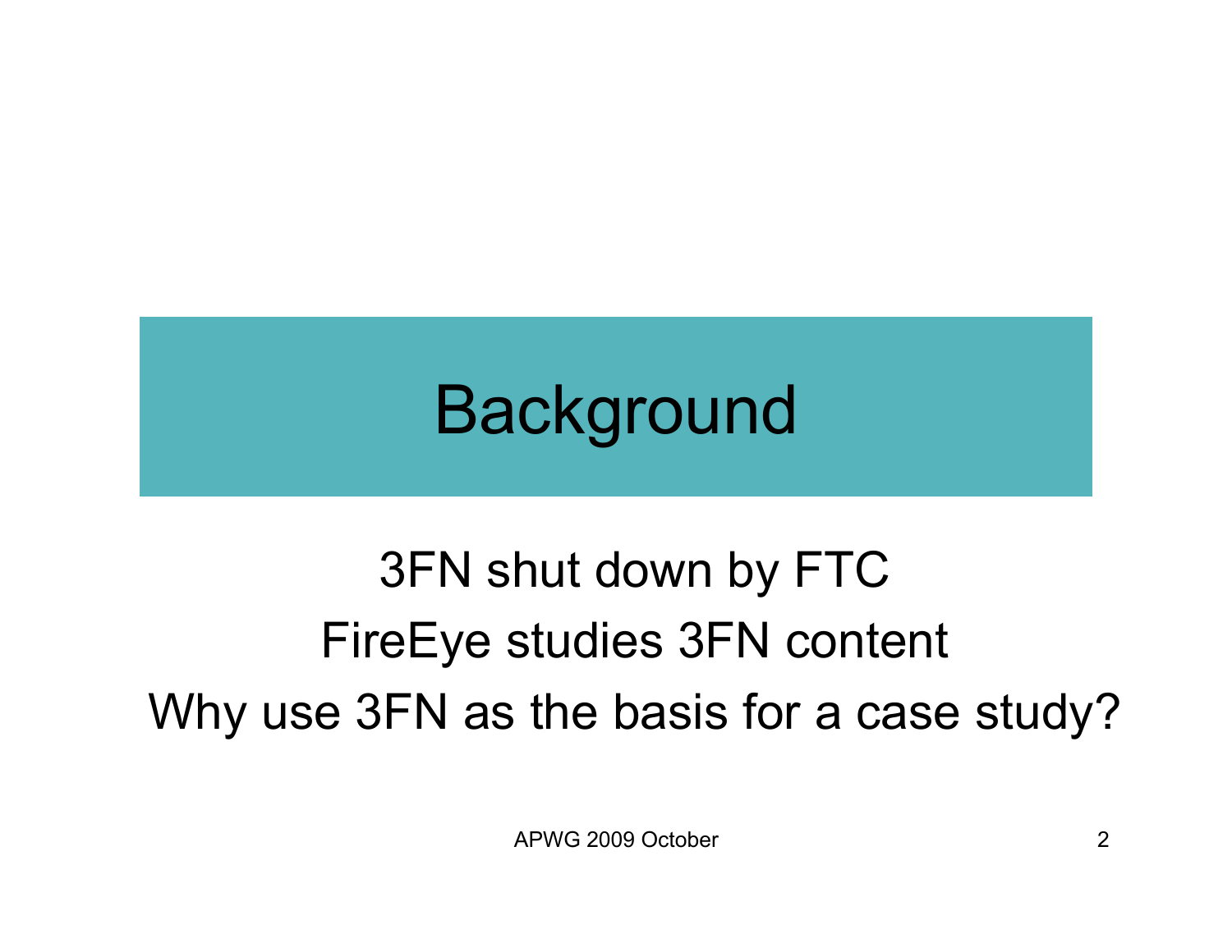# Background

3FN shut down by FTC

FireEye studies 3FN content

Why use 3FN as the basis for a case study?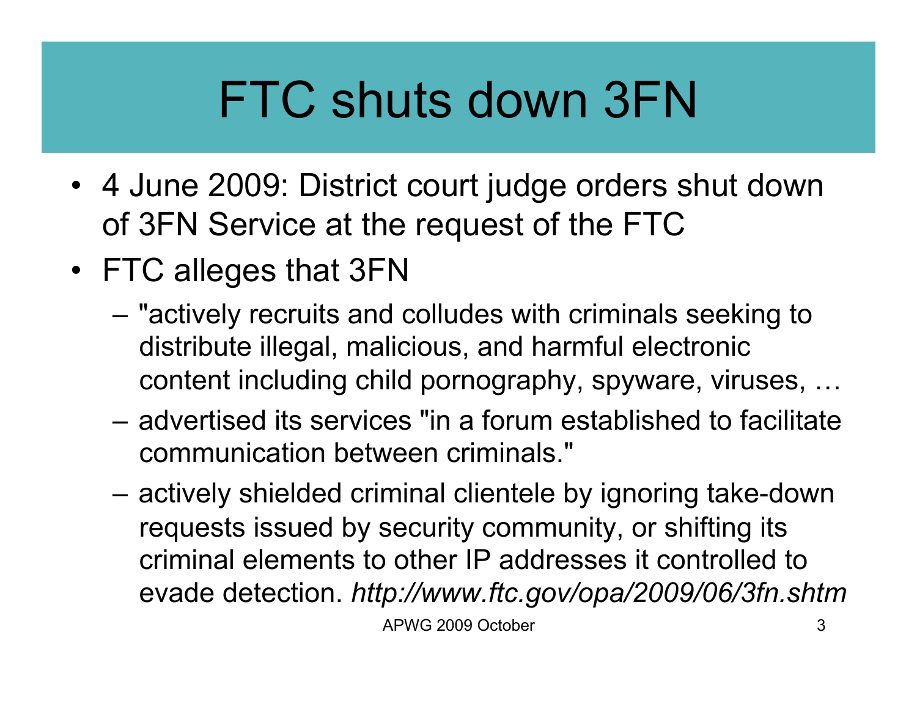# FTC shuts down 3FN

- 4 June 2009: District court judge orders shut down of 3FN Service at the request of the FTC
- FTC alleges that 3FN
  - "actively recruits and colludes with criminals seeking to distribute illegal, malicious, and harmful electronic content including child pornography, spyware, viruses, …
  - advertised its services "in a forum established to facilitate communication between criminals."
  - actively shielded criminal clientele by ignoring take-down requests issued by security community, or shifting its criminal elements to other IP addresses it controlled to evade detection. *http://www.ftc.gov/opa/2009/06/3fn.shtm*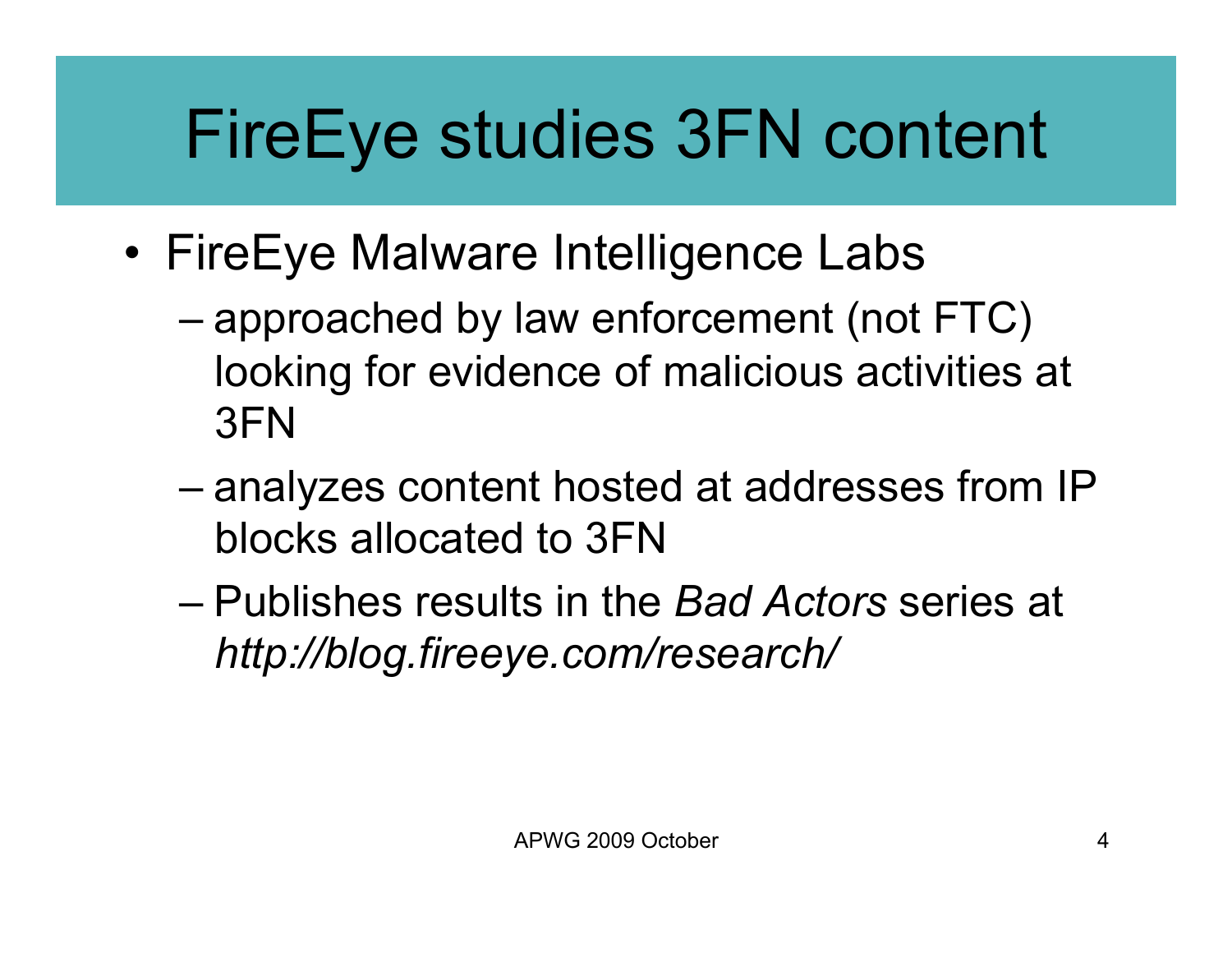# FireEye studies 3FN content

- FireEye Malware Intelligence Labs
  - approached by law enforcement (not FTC) looking for evidence of malicious activities at 3FN
  - analyzes content hosted at addresses from IP blocks allocated to 3FN
  - Publishes results in the *Bad Actors* series at *http://blog.fireeye.com/research/*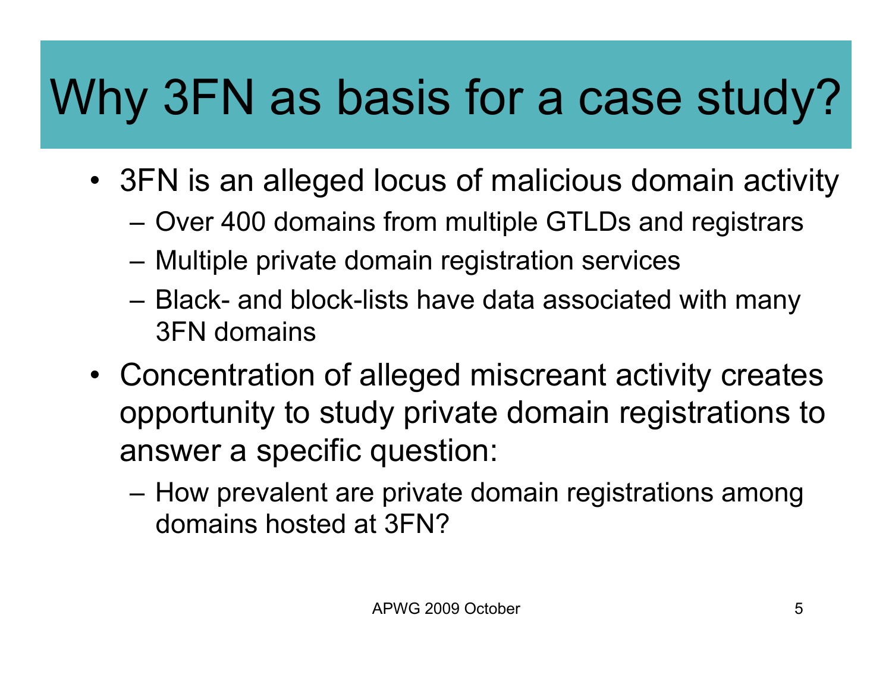# Why 3FN as basis for a case study?

- 3FN is an alleged locus of malicious domain activity
  - Over 400 domains from multiple GTLDs and registrars
  - Multiple private domain registration services
  - Black- and block-lists have data associated with many 3FN domains
- Concentration of alleged miscreant activity creates opportunity to study private domain registrations to answer a specific question:
  - How prevalent are private domain registrations among domains hosted at 3FN?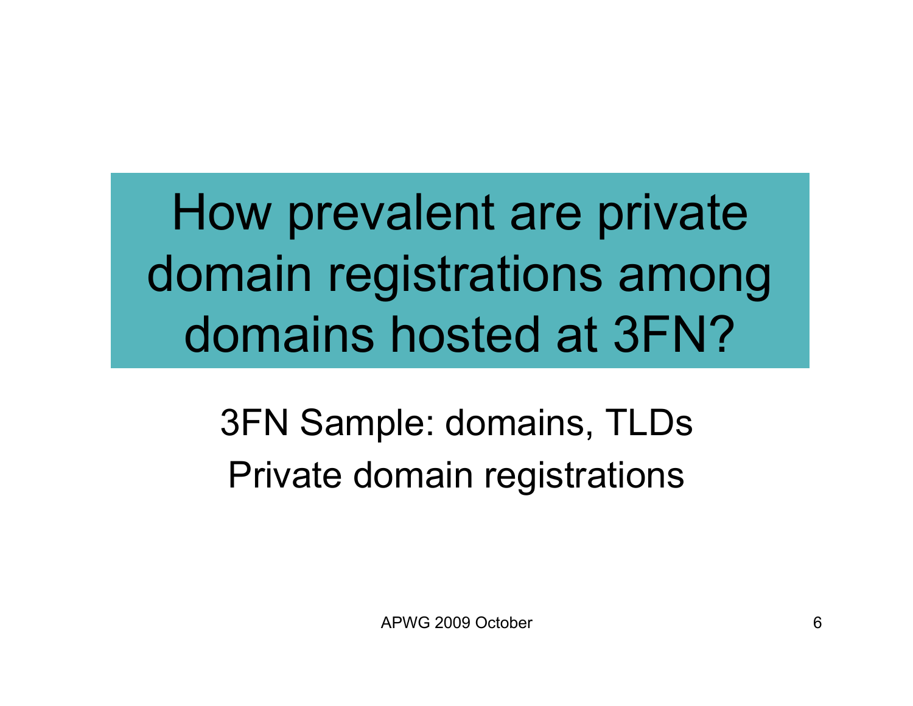# How prevalent are private domain registrations among domains hosted at 3FN?

3FN Sample: domains, TLDs

Private domain registrations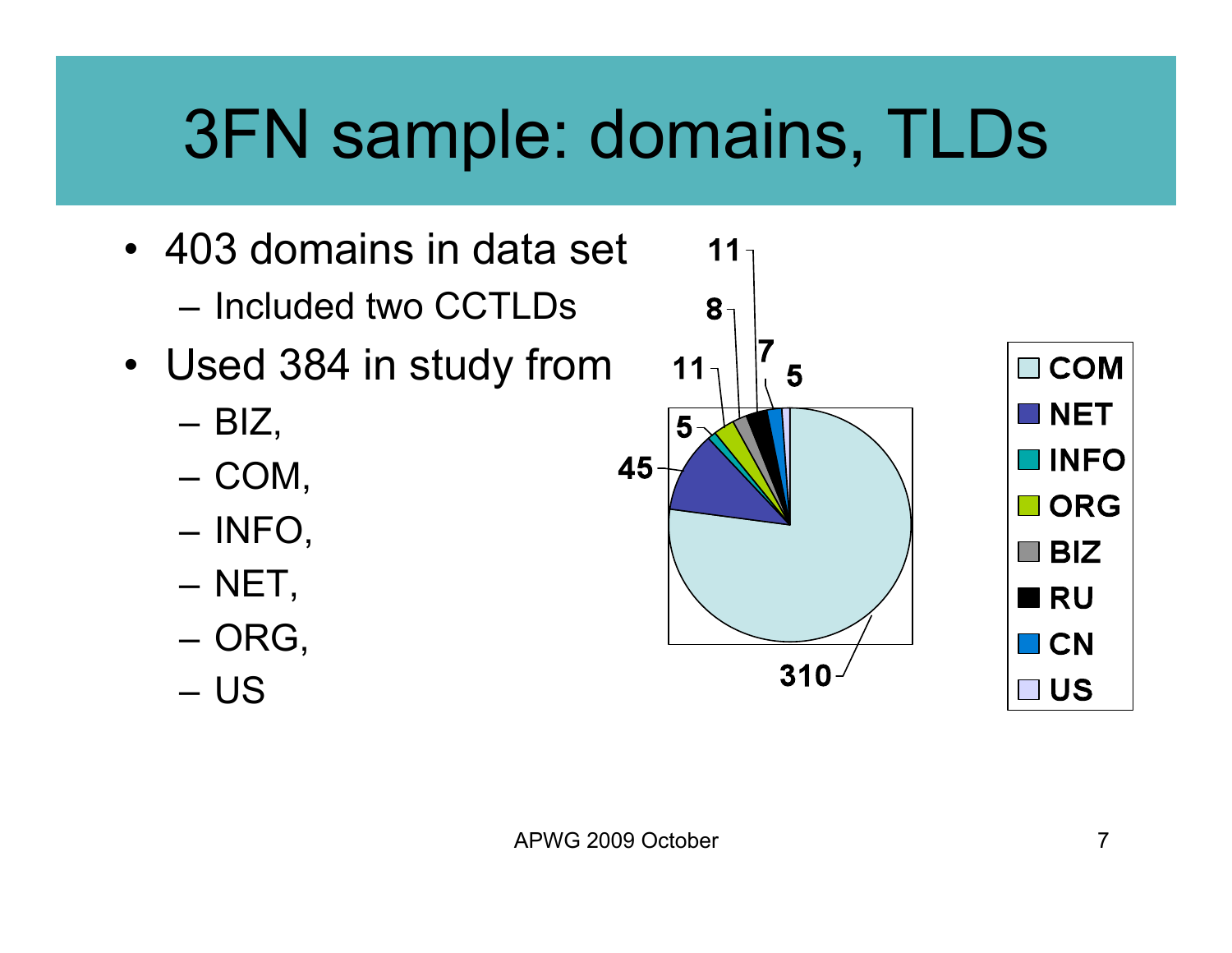# 3FN sample: domains, TLDs

- 403 domains in data set
  - Included two CCTLDs
- Used 384 in study from
  - BIZ,
  - COM,
  - INFO,
  - NET,
  - ORG,
  - US

| TLD | Domains |
|---|---|
| COM | 310 |
| NET | 45 |
| INFO | 5 |
| ORG | 11 |
| BIZ | 8 |
| RU | 11 |
| CN | 7 |
| US | 5 |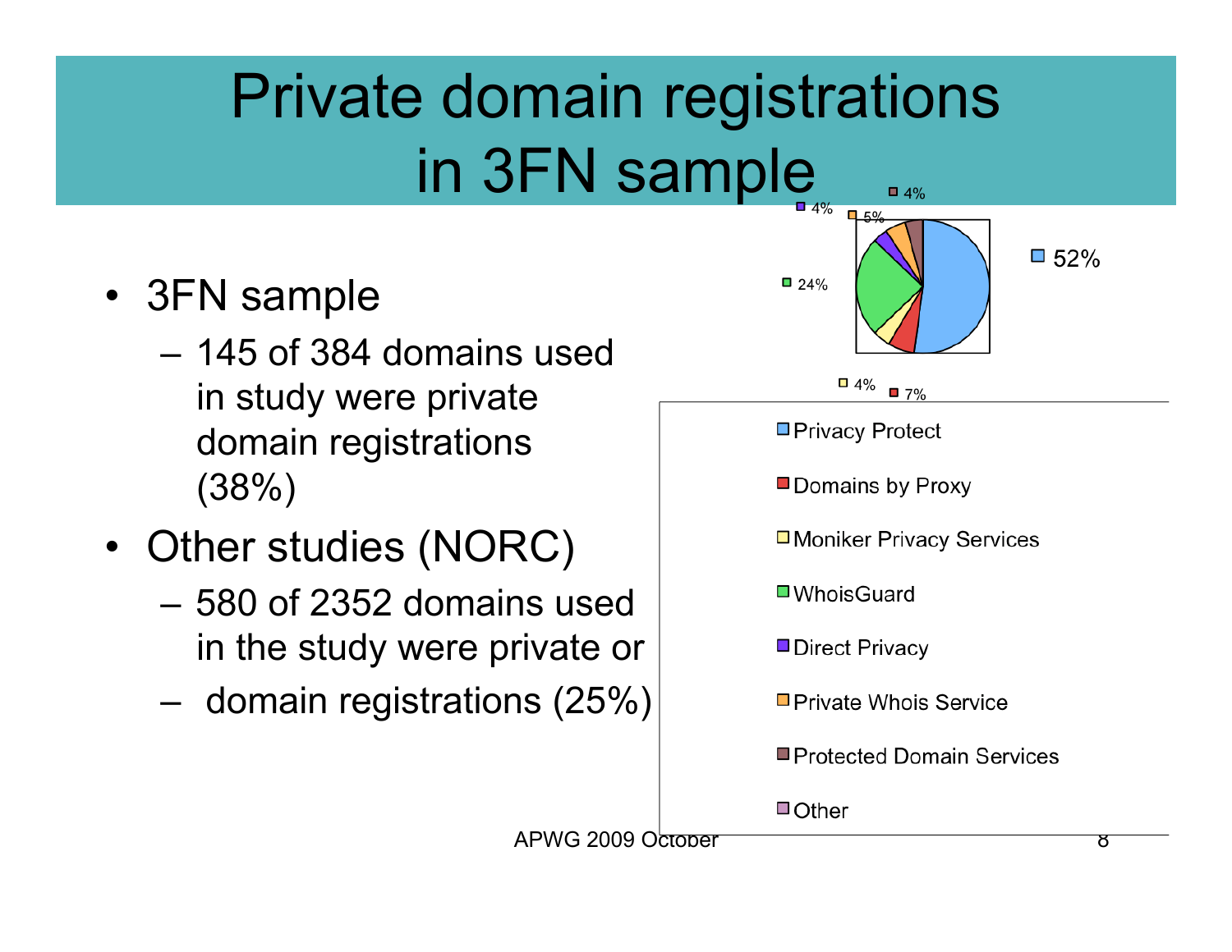# Private domain registrations in 3FN sample

- 3FN sample
  - 145 of 384 domains used in study were private domain registrations (38%)
- Other studies (NORC)
  - 580 of 2352 domains used in the study were private or
  - domain registrations (25%)

| Service | Share |
|---|---|
| Privacy Protect | 52% |
| Domains by Proxy | 7% |
| Moniker Privacy Services | 4% |
| WhoisGuard | 24% |
| Direct Privacy | 4% |
| Private Whois Service | 5% |
| Protected Domain Services | 4% |
| Other | |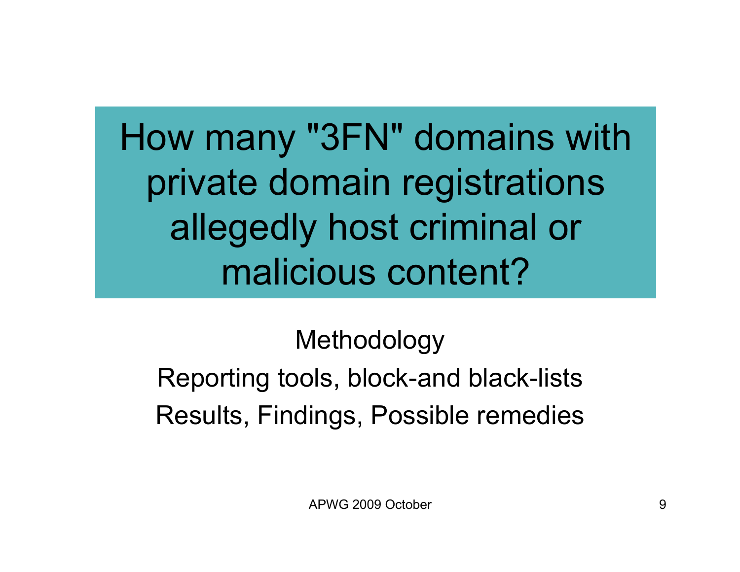# How many "3FN" domains with private domain registrations allegedly host criminal or malicious content?

Methodology

Reporting tools, block-and black-lists

Results, Findings, Possible remedies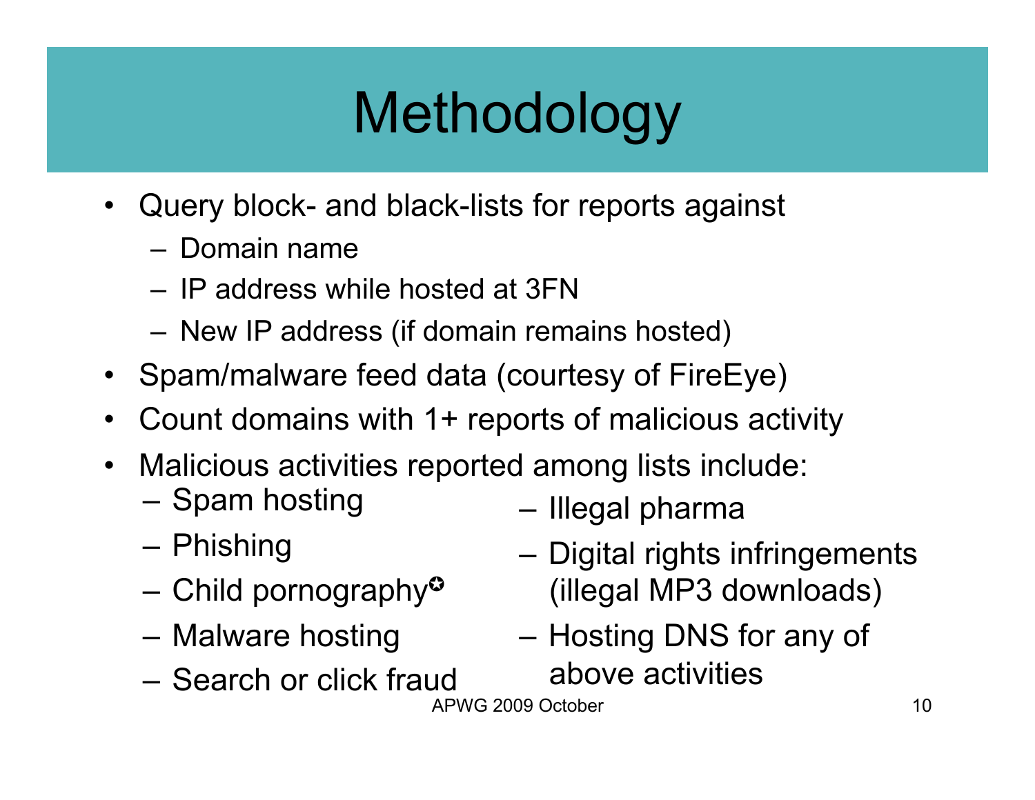# Methodology

- Query block- and black-lists for reports against
  - Domain name
  - IP address while hosted at 3FN
  - New IP address (if domain remains hosted)
- Spam/malware feed data (courtesy of FireEye)
- Count domains with 1+ reports of malicious activity
- Malicious activities reported among lists include:
  - Spam hosting
  - Phishing
  - Child pornography✪
  - Malware hosting
  - Search or click fraud
  - Illegal pharma
  - Digital rights infringements (illegal MP3 downloads)
  - Hosting DNS for any of above activities

APWG 2009 October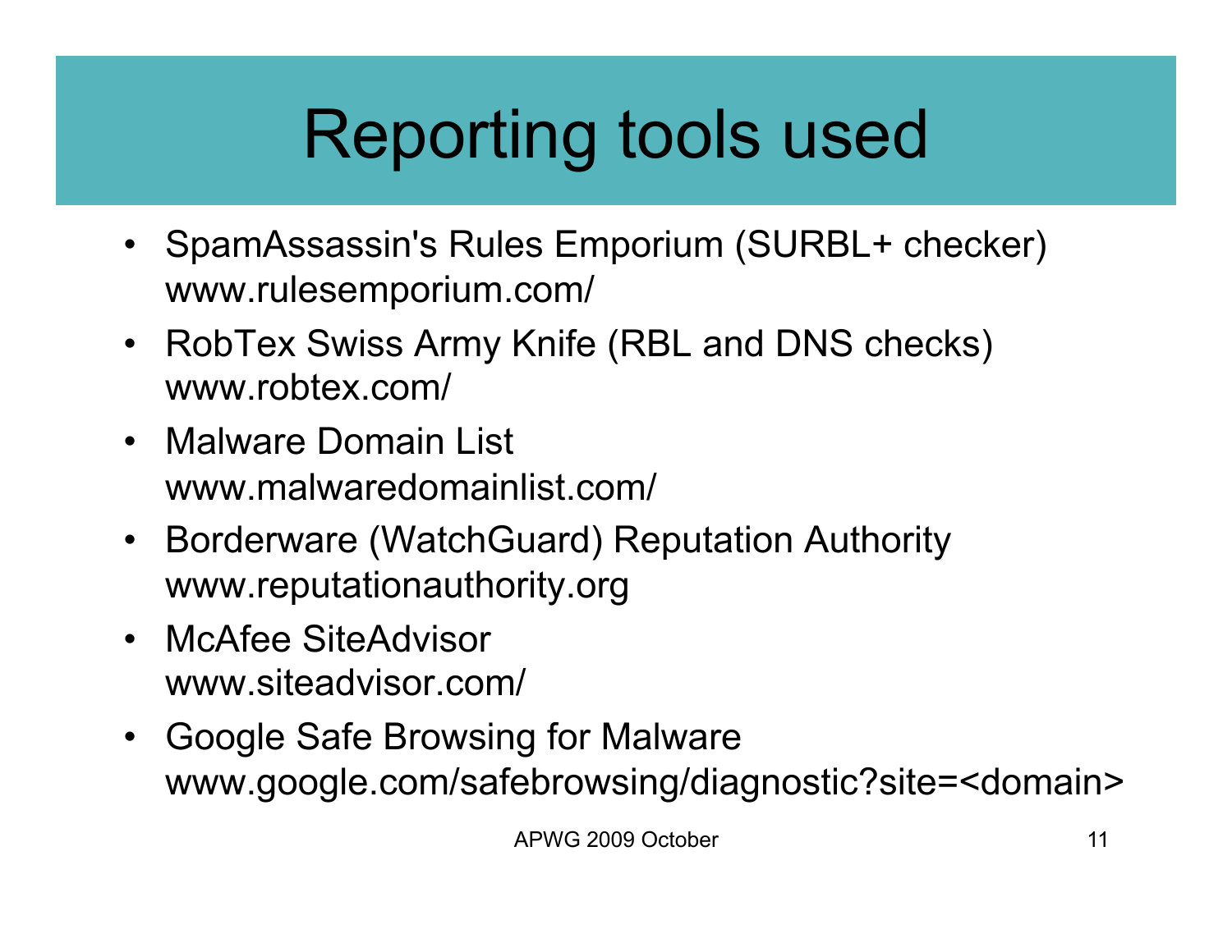# Reporting tools used

- SpamAssassin's Rules Emporium (SURBL+ checker)
  www.rulesemporium.com/
- RobTex Swiss Army Knife (RBL and DNS checks)
  www.robtex.com/
- Malware Domain List
  www.malwaredomainlist.com/
- Borderware (WatchGuard) Reputation Authority
  www.reputationauthority.org
- McAfee SiteAdvisor
  www.siteadvisor.com/
- Google Safe Browsing for Malware
  www.google.com/safebrowsing/diagnostic?site=<domain>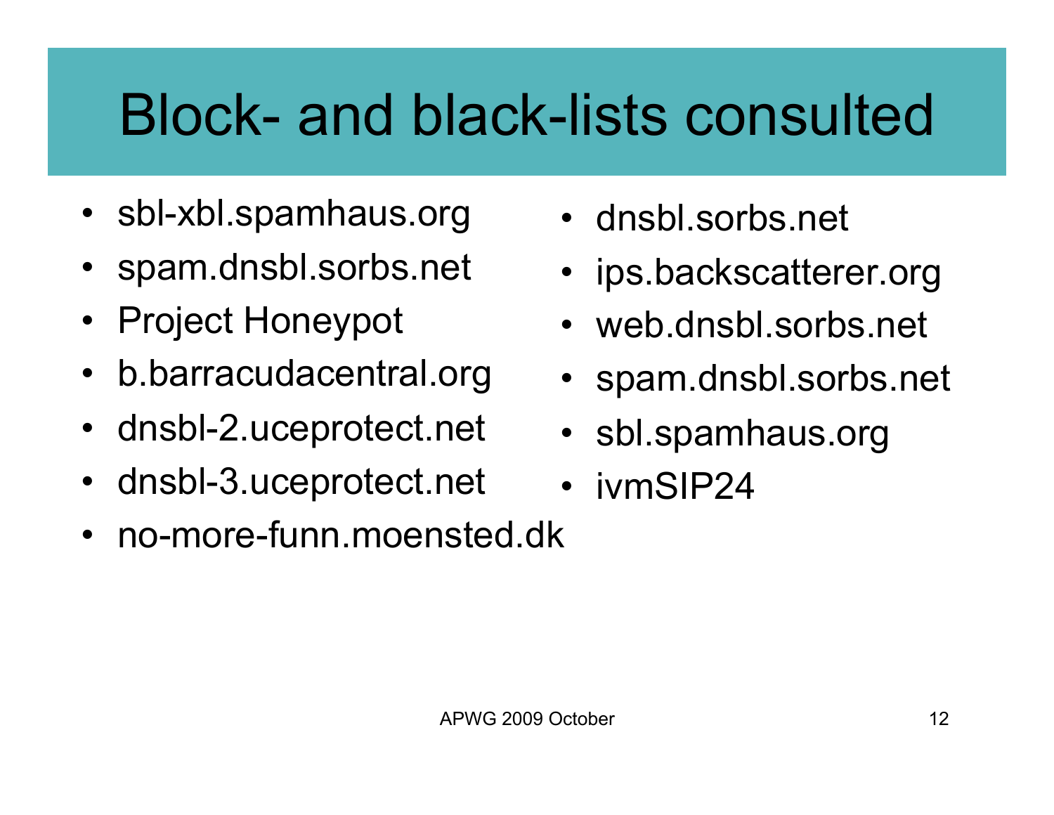# Block- and black-lists consulted

- sbl-xbl.spamhaus.org
- spam.dnsbl.sorbs.net
- Project Honeypot
- b.barracudacentral.org
- dnsbl-2.uceprotect.net
- dnsbl-3.uceprotect.net
- no-more-funn.moensted.dk
- dnsbl.sorbs.net
- ips.backscatterer.org
- web.dnsbl.sorbs.net
- spam.dnsbl.sorbs.net
- sbl.spamhaus.org
- ivmSIP24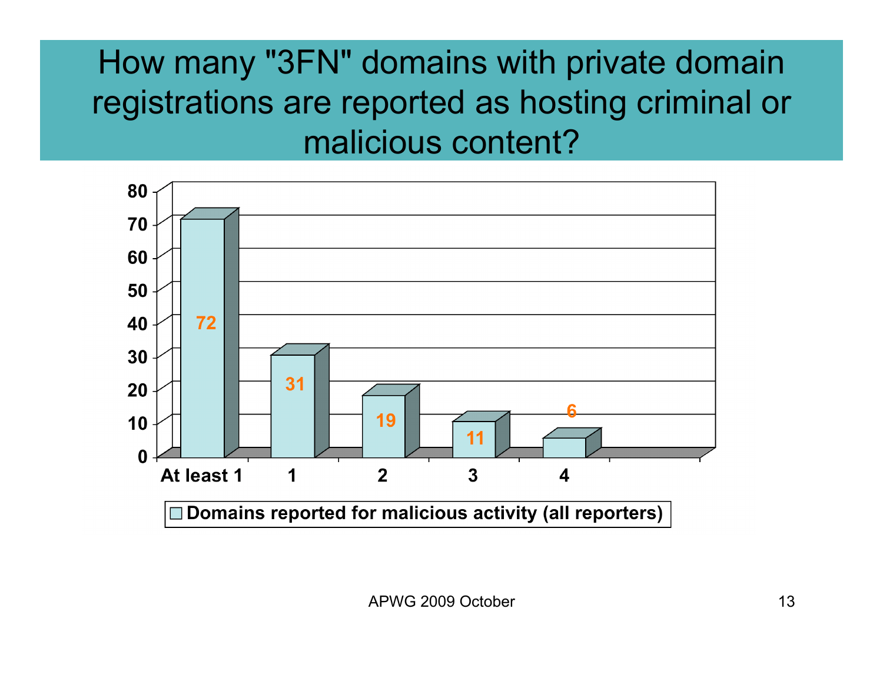# How many "3FN" domains with private domain registrations are reported as hosting criminal or malicious content?

| | Domains reported for malicious activity (all reporters) |
|---|---|
| At least 1 | 72 |
| 1 | 31 |
| 2 | 19 |
| 3 | 11 |
| 4 | 6 |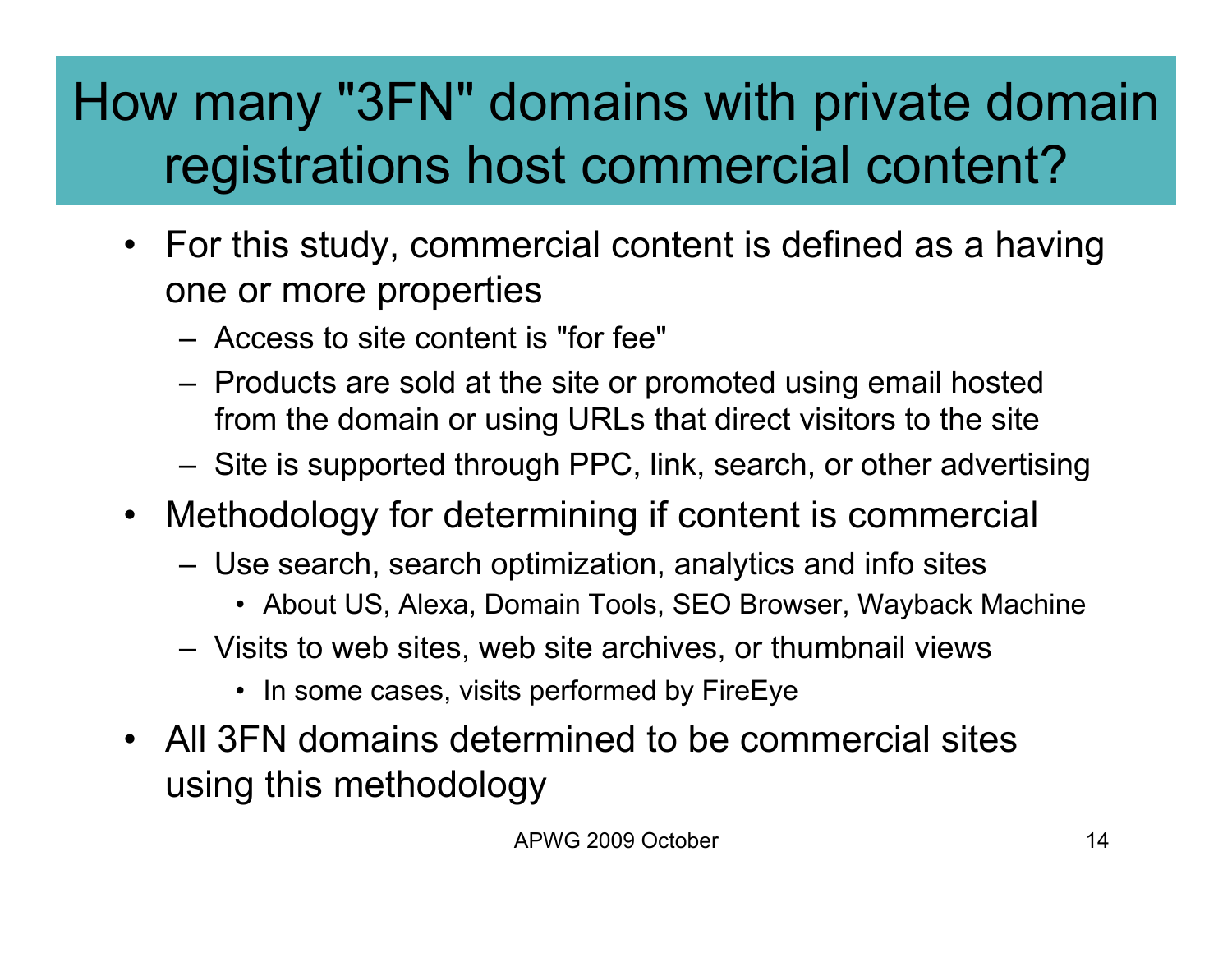# How many "3FN" domains with private domain registrations host commercial content?

- For this study, commercial content is defined as a having one or more properties
  - Access to site content is "for fee"
  - Products are sold at the site or promoted using email hosted from the domain or using URLs that direct visitors to the site
  - Site is supported through PPC, link, search, or other advertising
- Methodology for determining if content is commercial
  - Use search, search optimization, analytics and info sites
    - About US, Alexa, Domain Tools, SEO Browser, Wayback Machine
  - Visits to web sites, web site archives, or thumbnail views
    - In some cases, visits performed by FireEye
- All 3FN domains determined to be commercial sites using this methodology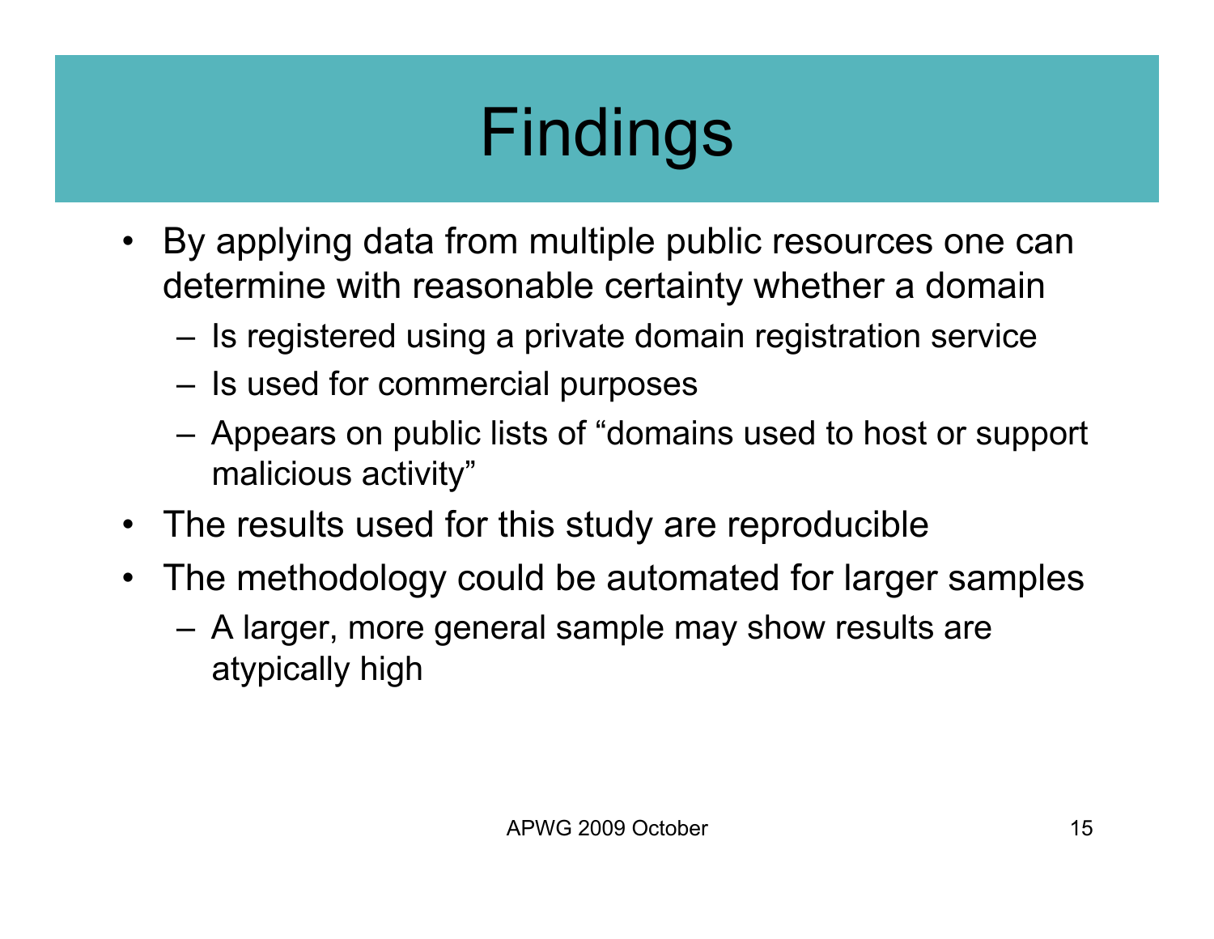# Findings

- By applying data from multiple public resources one can determine with reasonable certainty whether a domain
  - Is registered using a private domain registration service
  - Is used for commercial purposes
  - Appears on public lists of "domains used to host or support malicious activity"
- The results used for this study are reproducible
- The methodology could be automated for larger samples
  - A larger, more general sample may show results are atypically high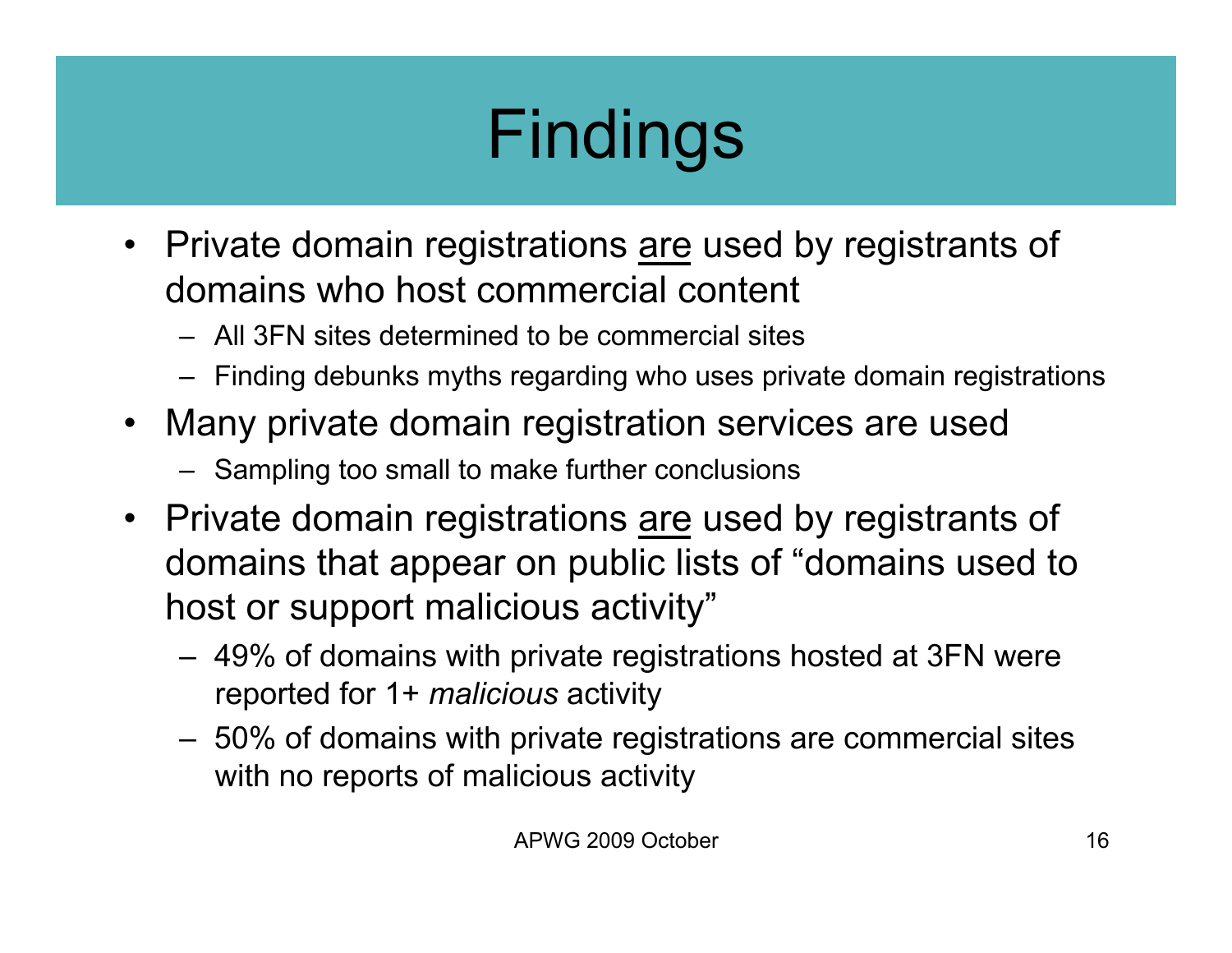# Findings

- Private domain registrations <u>are</u> used by registrants of domains who host commercial content
  - All 3FN sites determined to be commercial sites
  - Finding debunks myths regarding who uses private domain registrations
- Many private domain registration services are used
  - Sampling too small to make further conclusions
- Private domain registrations <u>are</u> used by registrants of domains that appear on public lists of "domains used to host or support malicious activity"
  - 49% of domains with private registrations hosted at 3FN were reported for 1+ *malicious* activity
  - 50% of domains with private registrations are commercial sites with no reports of malicious activity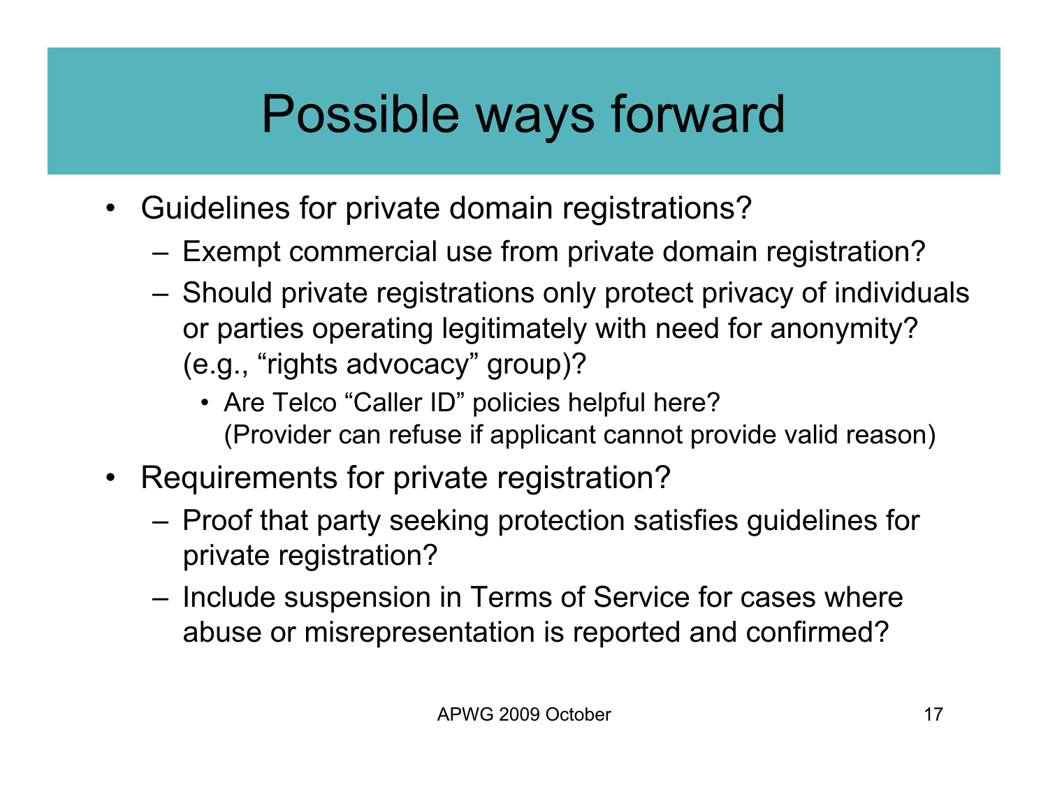# Possible ways forward

- Guidelines for private domain registrations?
  - Exempt commercial use from private domain registration?
  - Should private registrations only protect privacy of individuals or parties operating legitimately with need for anonymity? (e.g., "rights advocacy" group)?
    - Are Telco "Caller ID" policies helpful here? (Provider can refuse if applicant cannot provide valid reason)
- Requirements for private registration?
  - Proof that party seeking protection satisfies guidelines for private registration?
  - Include suspension in Terms of Service for cases where abuse or misrepresentation is reported and confirmed?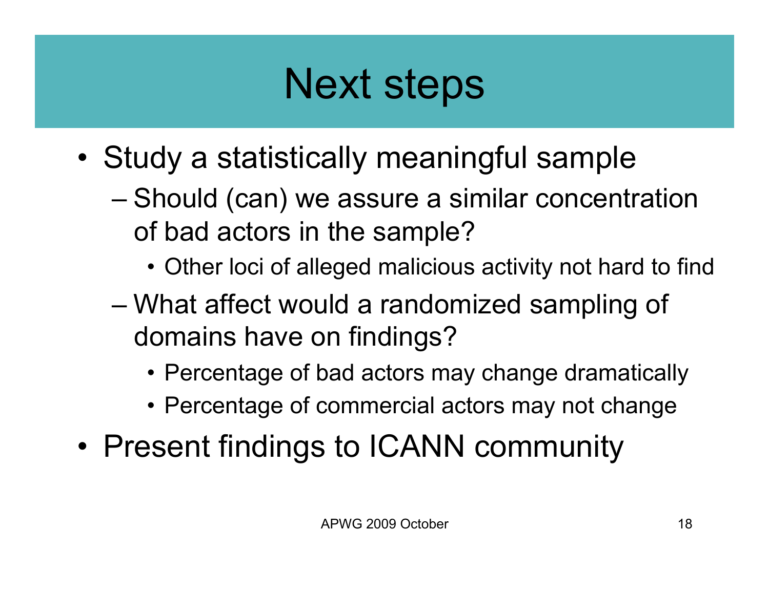# Next steps

- Study a statistically meaningful sample
  - Should (can) we assure a similar concentration of bad actors in the sample?
    - Other loci of alleged malicious activity not hard to find
  - What affect would a randomized sampling of domains have on findings?
    - Percentage of bad actors may change dramatically
    - Percentage of commercial actors may not change
- Present findings to ICANN community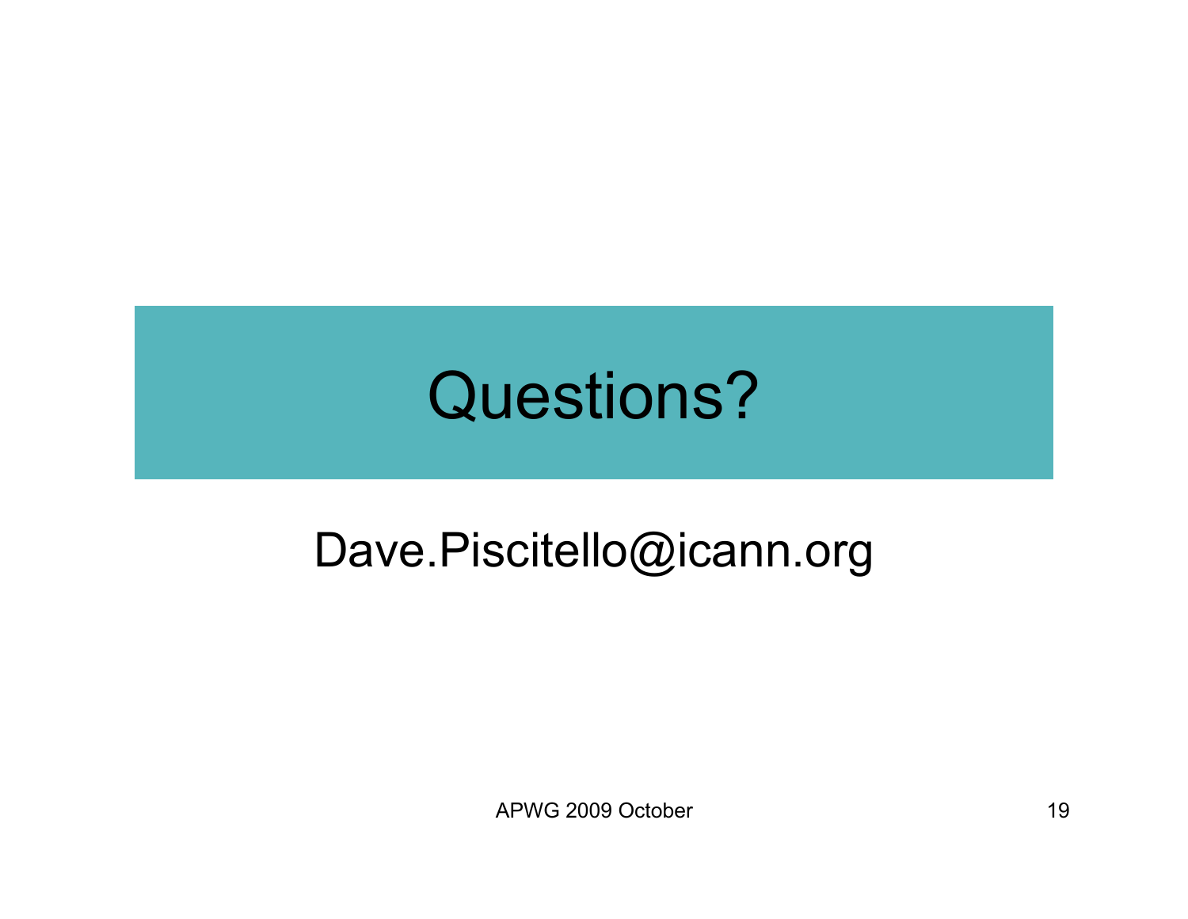# Questions?

Dave.Piscitello@icann.org